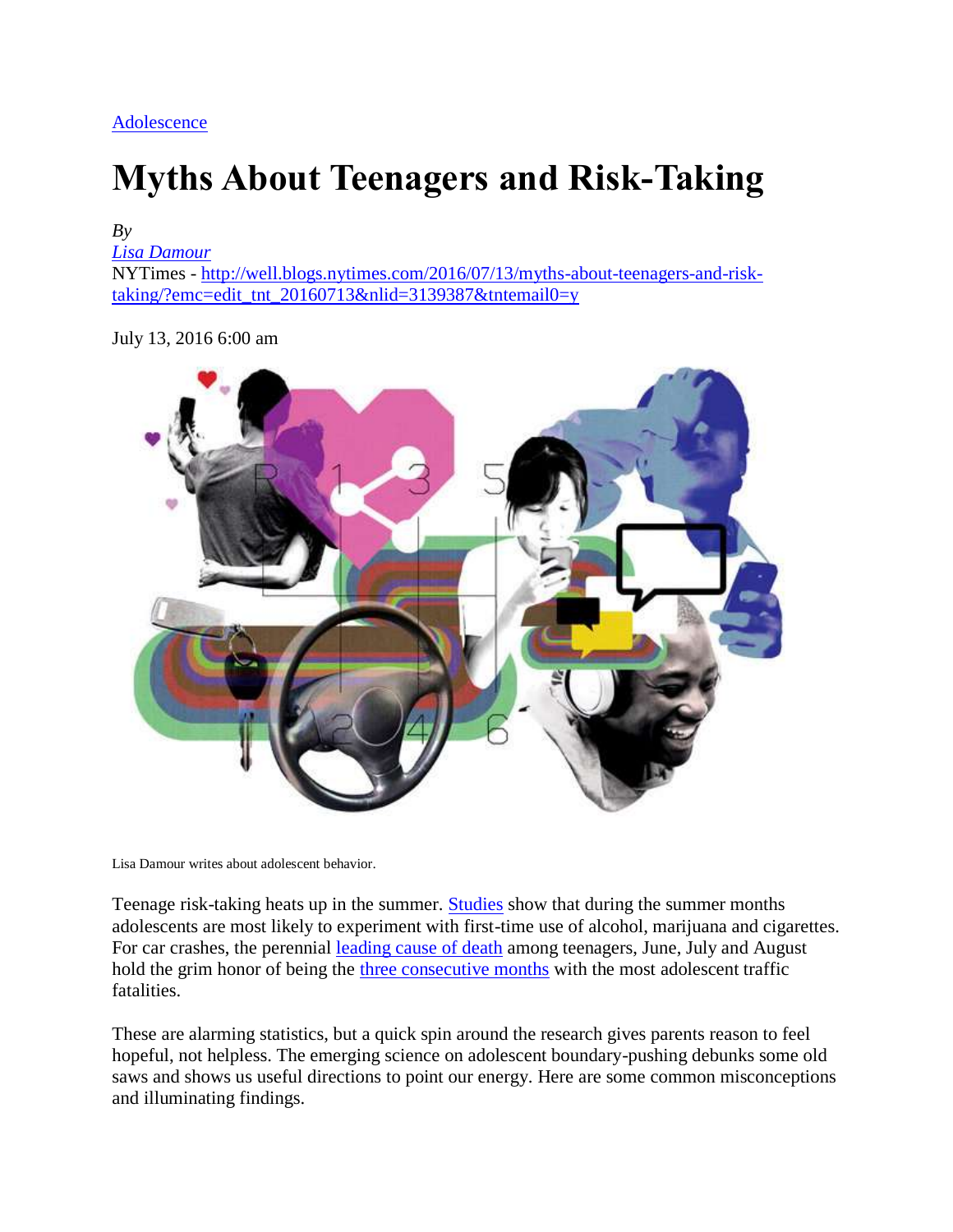Adolescence

# Myths About Teenagers and Risk-Taking

*By*
*Lisa Damour*
NYTimes - http://well.blogs.nytimes.com/2016/07/13/myths-about-teenagers-and-risk-taking/?emc=edit_tnt_20160713&nlid=3139387&tntemail0=y

July 13, 2016 6:00 am

Lisa Damour writes about adolescent behavior.

Teenage risk-taking heats up in the summer. Studies show that during the summer months adolescents are most likely to experiment with first-time use of alcohol, marijuana and cigarettes. For car crashes, the perennial leading cause of death among teenagers, June, July and August hold the grim honor of being the three consecutive months with the most adolescent traffic fatalities.

These are alarming statistics, but a quick spin around the research gives parents reason to feel hopeful, not helpless. The emerging science on adolescent boundary-pushing debunks some old saws and shows us useful directions to point our energy. Here are some common misconceptions and illuminating findings.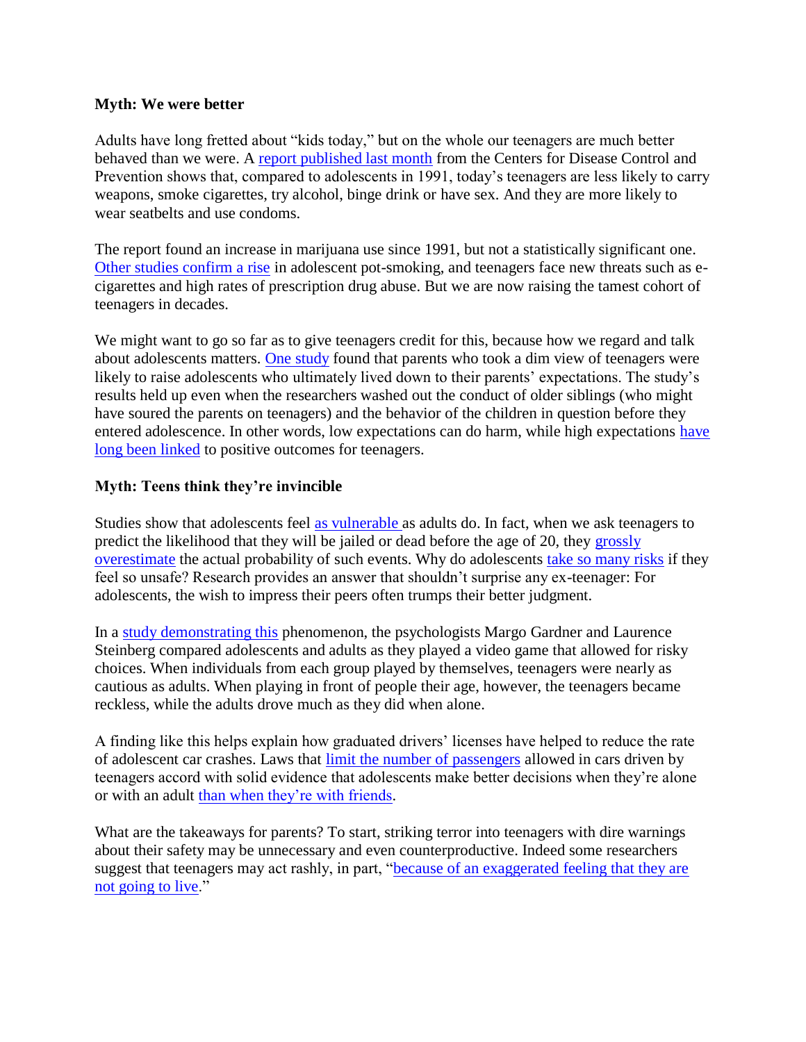**Myth: We were better**

Adults have long fretted about "kids today," but on the whole our teenagers are much better behaved than we were. A report published last month from the Centers for Disease Control and Prevention shows that, compared to adolescents in 1991, today's teenagers are less likely to carry weapons, smoke cigarettes, try alcohol, binge drink or have sex. And they are more likely to wear seatbelts and use condoms.

The report found an increase in marijuana use since 1991, but not a statistically significant one. Other studies confirm a rise in adolescent pot-smoking, and teenagers face new threats such as e-cigarettes and high rates of prescription drug abuse. But we are now raising the tamest cohort of teenagers in decades.

We might want to go so far as to give teenagers credit for this, because how we regard and talk about adolescents matters. One study found that parents who took a dim view of teenagers were likely to raise adolescents who ultimately lived down to their parents' expectations. The study's results held up even when the researchers washed out the conduct of older siblings (who might have soured the parents on teenagers) and the behavior of the children in question before they entered adolescence. In other words, low expectations can do harm, while high expectations have long been linked to positive outcomes for teenagers.

**Myth: Teens think they're invincible**

Studies show that adolescents feel as vulnerable as adults do. In fact, when we ask teenagers to predict the likelihood that they will be jailed or dead before the age of 20, they grossly overestimate the actual probability of such events. Why do adolescents take so many risks if they feel so unsafe? Research provides an answer that shouldn't surprise any ex-teenager: For adolescents, the wish to impress their peers often trumps their better judgment.

In a study demonstrating this phenomenon, the psychologists Margo Gardner and Laurence Steinberg compared adolescents and adults as they played a video game that allowed for risky choices. When individuals from each group played by themselves, teenagers were nearly as cautious as adults. When playing in front of people their age, however, the teenagers became reckless, while the adults drove much as they did when alone.

A finding like this helps explain how graduated drivers' licenses have helped to reduce the rate of adolescent car crashes. Laws that limit the number of passengers allowed in cars driven by teenagers accord with solid evidence that adolescents make better decisions when they're alone or with an adult than when they're with friends.

What are the takeaways for parents? To start, striking terror into teenagers with dire warnings about their safety may be unnecessary and even counterproductive. Indeed some researchers suggest that teenagers may act rashly, in part, "because of an exaggerated feeling that they are not going to live."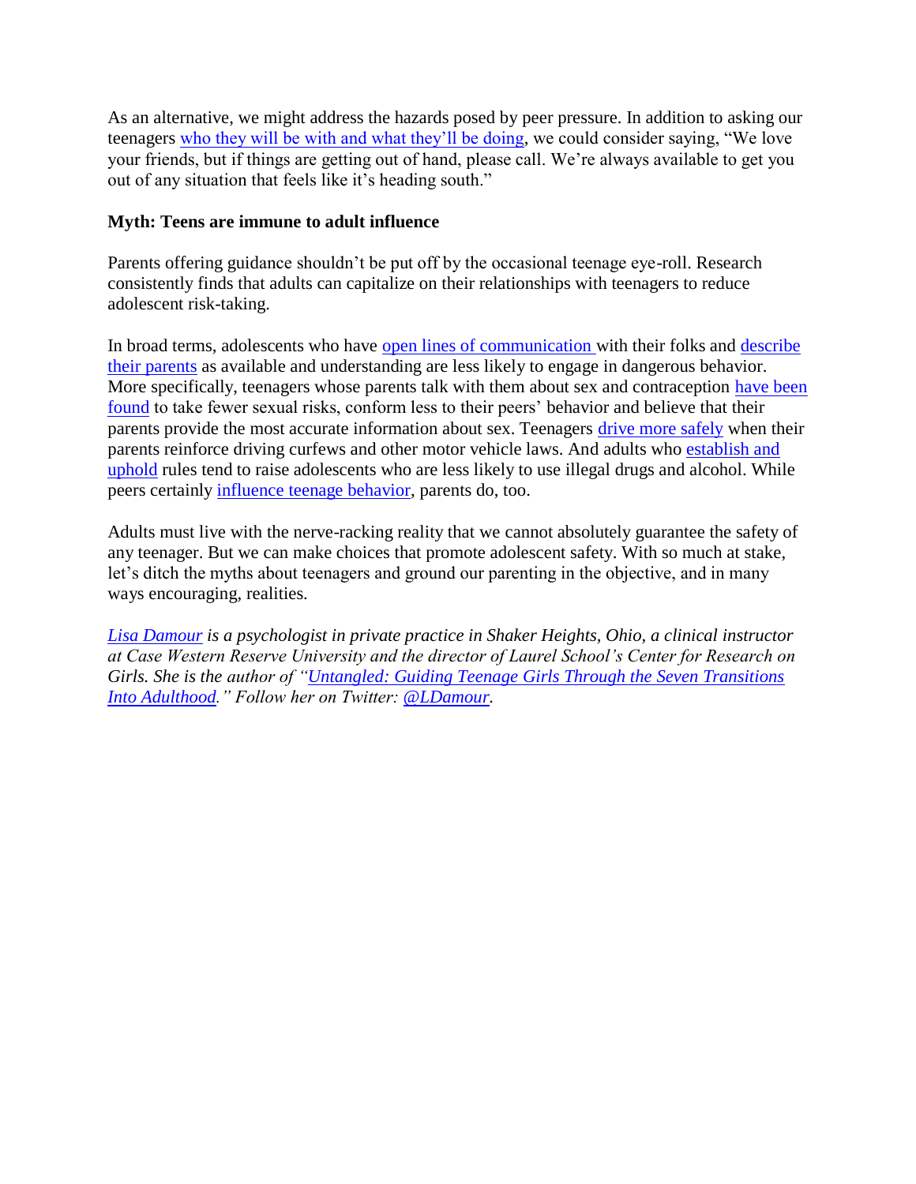As an alternative, we might address the hazards posed by peer pressure. In addition to asking our teenagers who they will be with and what they'll be doing, we could consider saying, "We love your friends, but if things are getting out of hand, please call. We're always available to get you out of any situation that feels like it's heading south."

**Myth: Teens are immune to adult influence**

Parents offering guidance shouldn't be put off by the occasional teenage eye-roll. Research consistently finds that adults can capitalize on their relationships with teenagers to reduce adolescent risk-taking.

In broad terms, adolescents who have open lines of communication with their folks and describe their parents as available and understanding are less likely to engage in dangerous behavior. More specifically, teenagers whose parents talk with them about sex and contraception have been found to take fewer sexual risks, conform less to their peers' behavior and believe that their parents provide the most accurate information about sex. Teenagers drive more safely when their parents reinforce driving curfews and other motor vehicle laws. And adults who establish and uphold rules tend to raise adolescents who are less likely to use illegal drugs and alcohol. While peers certainly influence teenage behavior, parents do, too.

Adults must live with the nerve-racking reality that we cannot absolutely guarantee the safety of any teenager. But we can make choices that promote adolescent safety. With so much at stake, let's ditch the myths about teenagers and ground our parenting in the objective, and in many ways encouraging, realities.

*Lisa Damour is a psychologist in private practice in Shaker Heights, Ohio, a clinical instructor at Case Western Reserve University and the director of Laurel School's Center for Research on Girls. She is the author of "Untangled: Guiding Teenage Girls Through the Seven Transitions Into Adulthood." Follow her on Twitter: @LDamour.*